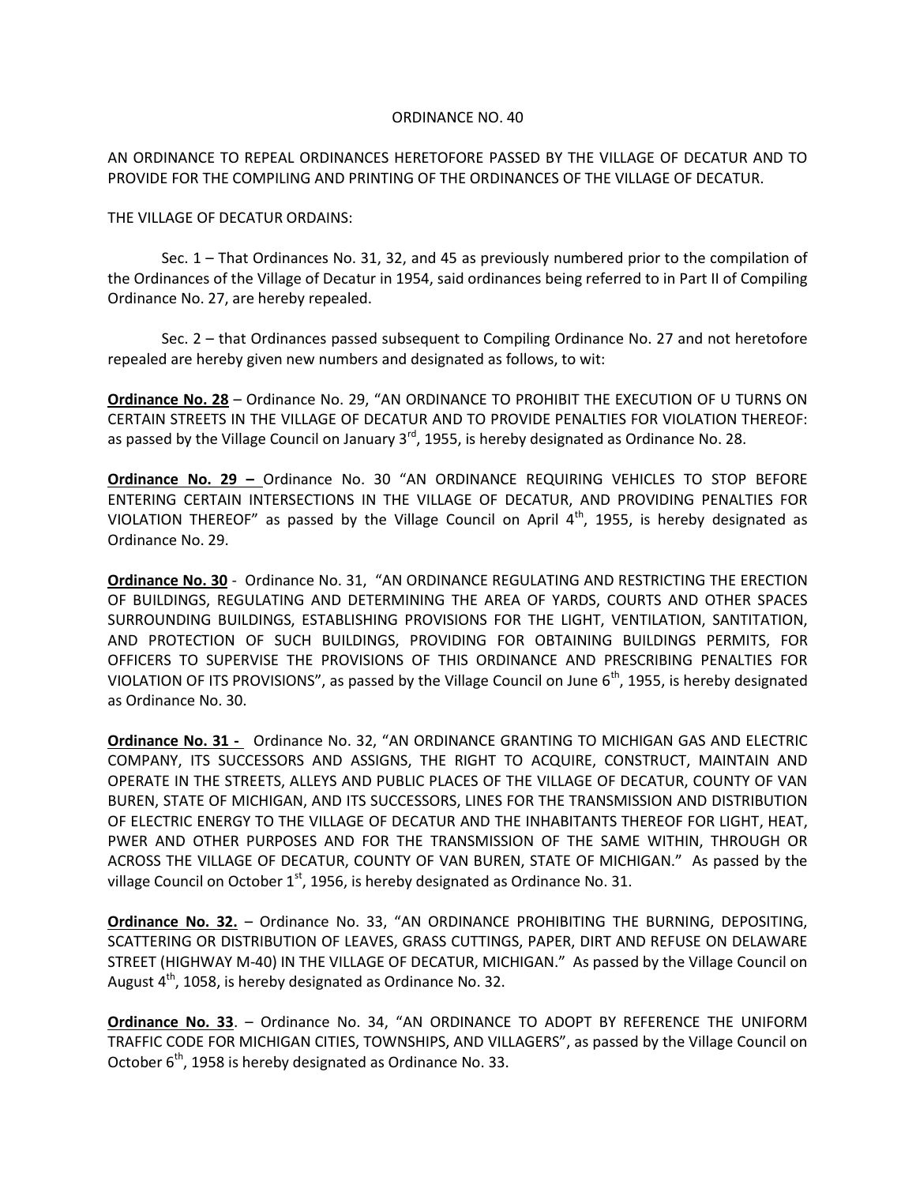ORDINANCE NO. 40

AN ORDINANCE TO REPEAL ORDINANCES HERETOFORE PASSED BY THE VILLAGE OF DECATUR AND TO PROVIDE FOR THE COMPILING AND PRINTING OF THE ORDINANCES OF THE VILLAGE OF DECATUR.

THE VILLAGE OF DECATUR ORDAINS:

Sec. 1 – That Ordinances No. 31, 32, and 45 as previously numbered prior to the compilation of the Ordinances of the Village of Decatur in 1954, said ordinances being referred to in Part II of Compiling Ordinance No. 27, are hereby repealed.

Sec. 2 – that Ordinances passed subsequent to Compiling Ordinance No. 27 and not heretofore repealed are hereby given new numbers and designated as follows, to wit:

**Ordinance No. 28** – Ordinance No. 29, "AN ORDINANCE TO PROHIBIT THE EXECUTION OF U TURNS ON CERTAIN STREETS IN THE VILLAGE OF DECATUR AND TO PROVIDE PENALTIES FOR VIOLATION THEREOF: as passed by the Village Council on January 3rd, 1955, is hereby designated as Ordinance No. 28.

**Ordinance No. 29 –** Ordinance No. 30 "AN ORDINANCE REQUIRING VEHICLES TO STOP BEFORE ENTERING CERTAIN INTERSECTIONS IN THE VILLAGE OF DECATUR, AND PROVIDING PENALTIES FOR VIOLATION THEREOF" as passed by the Village Council on April 4th, 1955, is hereby designated as Ordinance No. 29.

**Ordinance No. 30** - Ordinance No. 31, "AN ORDINANCE REGULATING AND RESTRICTING THE ERECTION OF BUILDINGS, REGULATING AND DETERMINING THE AREA OF YARDS, COURTS AND OTHER SPACES SURROUNDING BUILDINGS, ESTABLISHING PROVISIONS FOR THE LIGHT, VENTILATION, SANTITATION, AND PROTECTION OF SUCH BUILDINGS, PROVIDING FOR OBTAINING BUILDINGS PERMITS, FOR OFFICERS TO SUPERVISE THE PROVISIONS OF THIS ORDINANCE AND PRESCRIBING PENALTIES FOR VIOLATION OF ITS PROVISIONS", as passed by the Village Council on June 6th, 1955, is hereby designated as Ordinance No. 30.

**Ordinance No. 31 -** Ordinance No. 32, "AN ORDINANCE GRANTING TO MICHIGAN GAS AND ELECTRIC COMPANY, ITS SUCCESSORS AND ASSIGNS, THE RIGHT TO ACQUIRE, CONSTRUCT, MAINTAIN AND OPERATE IN THE STREETS, ALLEYS AND PUBLIC PLACES OF THE VILLAGE OF DECATUR, COUNTY OF VAN BUREN, STATE OF MICHIGAN, AND ITS SUCCESSORS, LINES FOR THE TRANSMISSION AND DISTRIBUTION OF ELECTRIC ENERGY TO THE VILLAGE OF DECATUR AND THE INHABITANTS THEREOF FOR LIGHT, HEAT, PWER AND OTHER PURPOSES AND FOR THE TRANSMISSION OF THE SAME WITHIN, THROUGH OR ACROSS THE VILLAGE OF DECATUR, COUNTY OF VAN BUREN, STATE OF MICHIGAN." As passed by the village Council on October 1st, 1956, is hereby designated as Ordinance No. 31.

**Ordinance No. 32.** – Ordinance No. 33, "AN ORDINANCE PROHIBITING THE BURNING, DEPOSITING, SCATTERING OR DISTRIBUTION OF LEAVES, GRASS CUTTINGS, PAPER, DIRT AND REFUSE ON DELAWARE STREET (HIGHWAY M-40) IN THE VILLAGE OF DECATUR, MICHIGAN." As passed by the Village Council on August 4th, 1058, is hereby designated as Ordinance No. 32.

**Ordinance No. 33**. – Ordinance No. 34, "AN ORDINANCE TO ADOPT BY REFERENCE THE UNIFORM TRAFFIC CODE FOR MICHIGAN CITIES, TOWNSHIPS, AND VILLAGERS", as passed by the Village Council on October 6th, 1958 is hereby designated as Ordinance No. 33.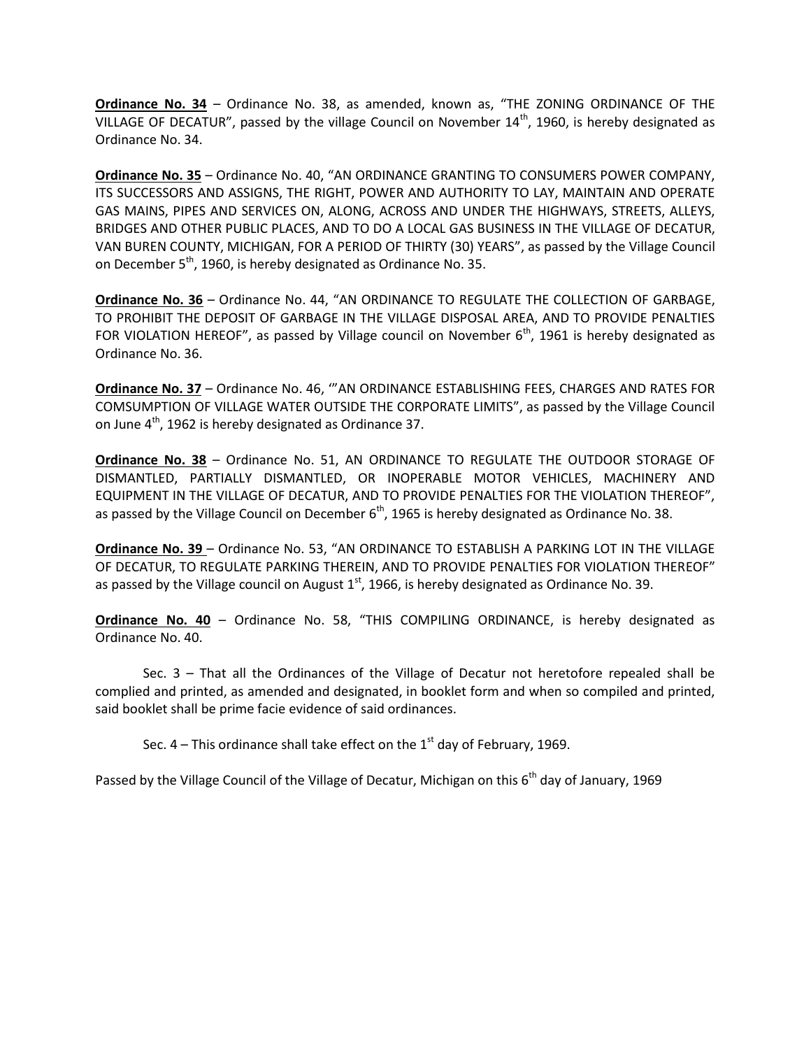**Ordinance No. 34** – Ordinance No. 38, as amended, known as, "THE ZONING ORDINANCE OF THE VILLAGE OF DECATUR", passed by the village Council on November 14th, 1960, is hereby designated as Ordinance No. 34.

**Ordinance No. 35** – Ordinance No. 40, "AN ORDINANCE GRANTING TO CONSUMERS POWER COMPANY, ITS SUCCESSORS AND ASSIGNS, THE RIGHT, POWER AND AUTHORITY TO LAY, MAINTAIN AND OPERATE GAS MAINS, PIPES AND SERVICES ON, ALONG, ACROSS AND UNDER THE HIGHWAYS, STREETS, ALLEYS, BRIDGES AND OTHER PUBLIC PLACES, AND TO DO A LOCAL GAS BUSINESS IN THE VILLAGE OF DECATUR, VAN BUREN COUNTY, MICHIGAN, FOR A PERIOD OF THIRTY (30) YEARS", as passed by the Village Council on December 5th, 1960, is hereby designated as Ordinance No. 35.

**Ordinance No. 36** – Ordinance No. 44, "AN ORDINANCE TO REGULATE THE COLLECTION OF GARBAGE, TO PROHIBIT THE DEPOSIT OF GARBAGE IN THE VILLAGE DISPOSAL AREA, AND TO PROVIDE PENALTIES FOR VIOLATION HEREOF", as passed by Village council on November 6th, 1961 is hereby designated as Ordinance No. 36.

**Ordinance No. 37** – Ordinance No. 46, '"AN ORDINANCE ESTABLISHING FEES, CHARGES AND RATES FOR COMSUMPTION OF VILLAGE WATER OUTSIDE THE CORPORATE LIMITS", as passed by the Village Council on June 4th, 1962 is hereby designated as Ordinance 37.

**Ordinance No. 38** – Ordinance No. 51, AN ORDINANCE TO REGULATE THE OUTDOOR STORAGE OF DISMANTLED, PARTIALLY DISMANTLED, OR INOPERABLE MOTOR VEHICLES, MACHINERY AND EQUIPMENT IN THE VILLAGE OF DECATUR, AND TO PROVIDE PENALTIES FOR THE VIOLATION THEREOF", as passed by the Village Council on December 6th, 1965 is hereby designated as Ordinance No. 38.

**Ordinance No. 39** – Ordinance No. 53, "AN ORDINANCE TO ESTABLISH A PARKING LOT IN THE VILLAGE OF DECATUR, TO REGULATE PARKING THEREIN, AND TO PROVIDE PENALTIES FOR VIOLATION THEREOF" as passed by the Village council on August 1st, 1966, is hereby designated as Ordinance No. 39.

**Ordinance No. 40** – Ordinance No. 58, "THIS COMPILING ORDINANCE, is hereby designated as Ordinance No. 40.

Sec. 3 – That all the Ordinances of the Village of Decatur not heretofore repealed shall be complied and printed, as amended and designated, in booklet form and when so compiled and printed, said booklet shall be prime facie evidence of said ordinances.

Sec. 4 – This ordinance shall take effect on the 1st day of February, 1969.

Passed by the Village Council of the Village of Decatur, Michigan on this 6th day of January, 1969